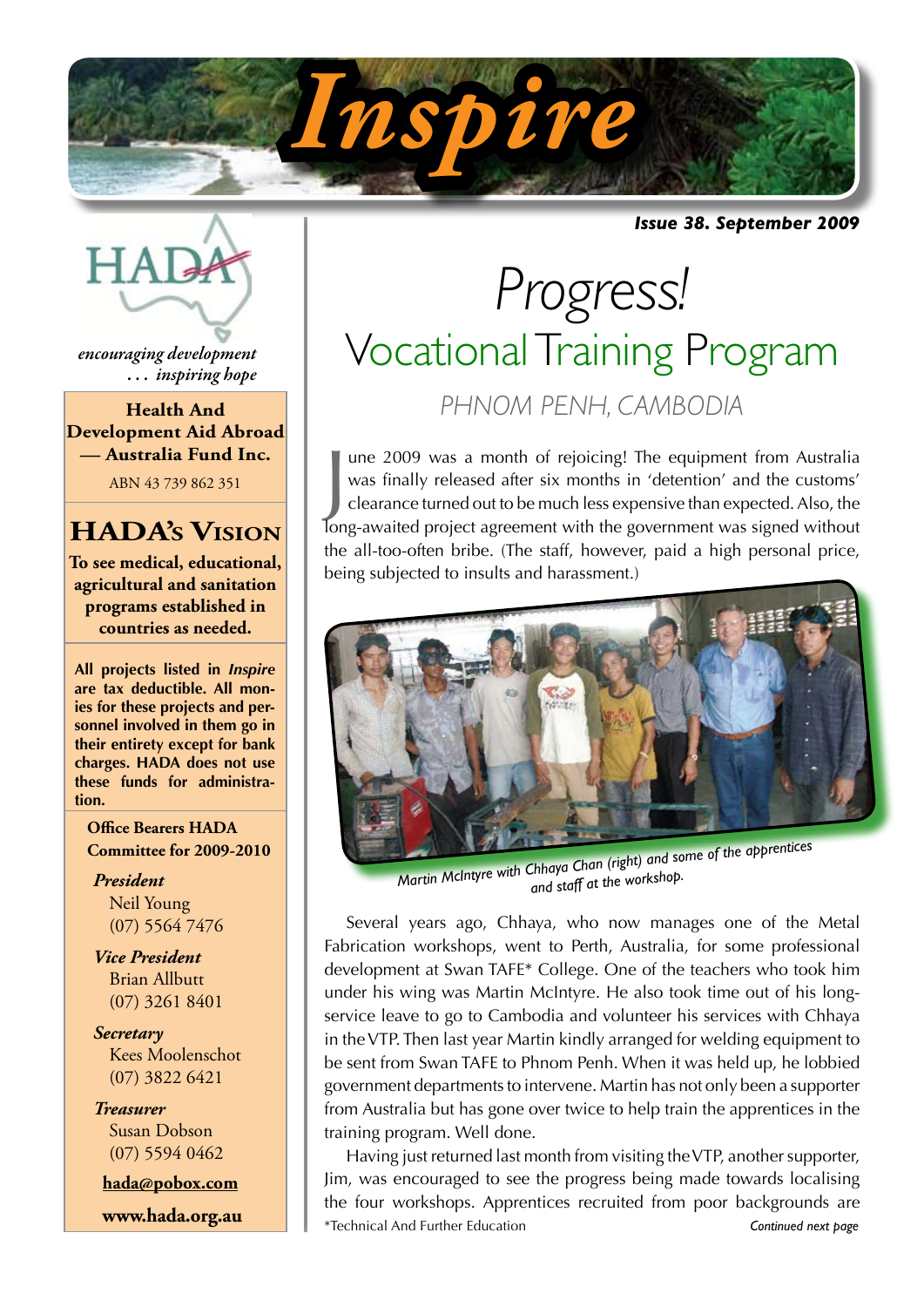# Inspire

*Issue 38. September 2009*

HADA

*encouraging development*
*. . . inspiring hope*

**Health And Development Aid Abroad — Australia Fund Inc.**

ABN 43 739 862 351

## HADA's Vision

**To see medical, educational, agricultural and sanitation programs established in countries as needed.**

**All projects listed in *Inspire* are tax deductible. All monies for these projects and personnel involved in them go in their entirety except for bank charges. HADA does not use these funds for administration.**

**Office Bearers HADA Committee for 2009-2010**

***President***
Neil Young
(07) 5564 7476

***Vice President***
Brian Allbutt
(07) 3261 8401

***Secretary***
Kees Moolenschot
(07) 3822 6421

***Treasurer***
Susan Dobson
(07) 5594 0462

**hada@pobox.com**

**www.hada.org.au**

# *Progress!*

## Vocational Training Program

### PHNOM PENH, CAMBODIA

June 2009 was a month of rejoicing! The equipment from Australia was finally released after six months in 'detention' and the customs' clearance turned out to be much less expensive than expected. Also, the long-awaited project agreement with the government was signed without the all-too-often bribe. (The staff, however, paid a high personal price, being subjected to insults and harassment.)

*Martin McIntyre with Chhaya Chan (right) and some of the apprentices and staff at the workshop.*

Several years ago, Chhaya, who now manages one of the Metal Fabrication workshops, went to Perth, Australia, for some professional development at Swan TAFE* College. One of the teachers who took him under his wing was Martin McIntyre. He also took time out of his long-service leave to go to Cambodia and volunteer his services with Chhaya in the VTP. Then last year Martin kindly arranged for welding equipment to be sent from Swan TAFE to Phnom Penh. When it was held up, he lobbied government departments to intervene. Martin has not only been a supporter from Australia but has gone over twice to help train the apprentices in the training program. Well done.

Having just returned last month from visiting the VTP, another supporter, Jim, was encouraged to see the progress being made towards localising the four workshops. Apprentices recruited from poor backgrounds are

*Technical And Further Education

*Continued next page*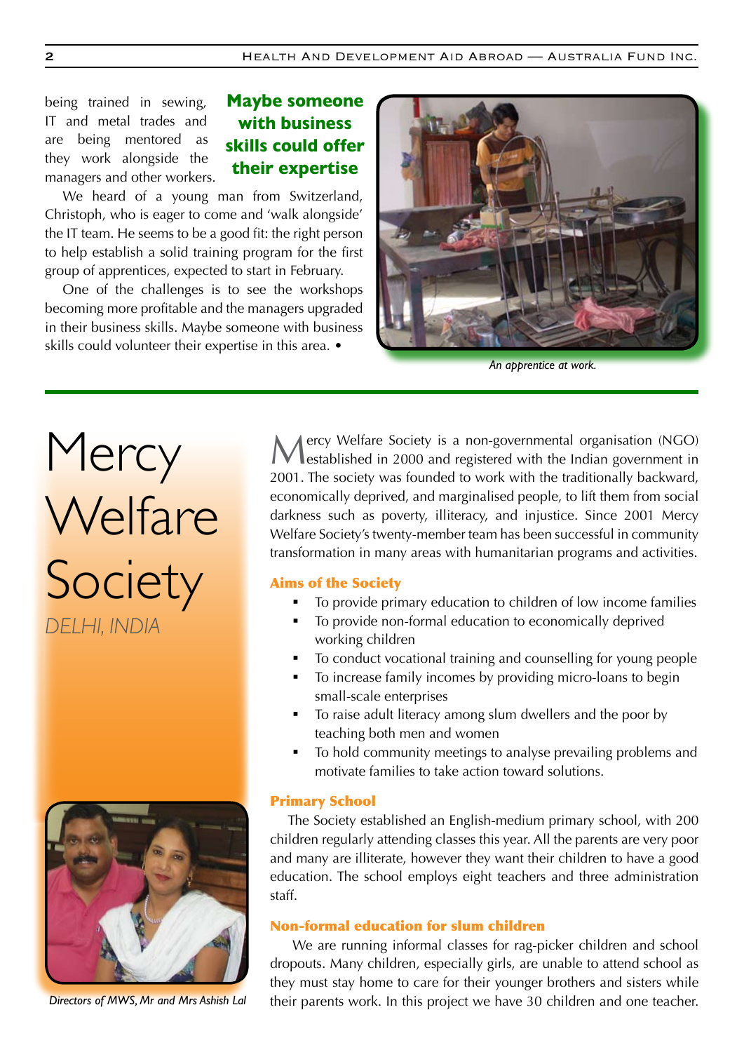being trained in sewing, IT and metal trades and are being mentored as they work alongside the managers and other workers.

**Maybe someone with business skills could offer their expertise**

We heard of a young man from Switzerland, Christoph, who is eager to come and 'walk alongside' the IT team. He seems to be a good fit: the right person to help establish a solid training program for the first group of apprentices, expected to start in February.

One of the challenges is to see the workshops becoming more profitable and the managers upgraded in their business skills. Maybe someone with business skills could volunteer their expertise in this area. •

*An apprentice at work.*

# Mercy Welfare Society

*DELHI, INDIA*

Mercy Welfare Society is a non-governmental organisation (NGO) established in 2000 and registered with the Indian government in 2001. The society was founded to work with the traditionally backward, economically deprived, and marginalised people, to lift them from social darkness such as poverty, illiteracy, and injustice. Since 2001 Mercy Welfare Society's twenty-member team has been successful in community transformation in many areas with humanitarian programs and activities.

## Aims of the Society

- To provide primary education to children of low income families
- To provide non-formal education to economically deprived working children
- To conduct vocational training and counselling for young people
- To increase family incomes by providing micro-loans to begin small-scale enterprises
- To raise adult literacy among slum dwellers and the poor by teaching both men and women
- To hold community meetings to analyse prevailing problems and motivate families to take action toward solutions.

## Primary School

The Society established an English-medium primary school, with 200 children regularly attending classes this year. All the parents are very poor and many are illiterate, however they want their children to have a good education. The school employs eight teachers and three administration staff.

## Non-formal education for slum children

We are running informal classes for rag-picker children and school dropouts. Many children, especially girls, are unable to attend school as they must stay home to care for their younger brothers and sisters while their parents work. In this project we have 30 children and one teacher.

*Directors of MWS, Mr and Mrs Ashish Lal*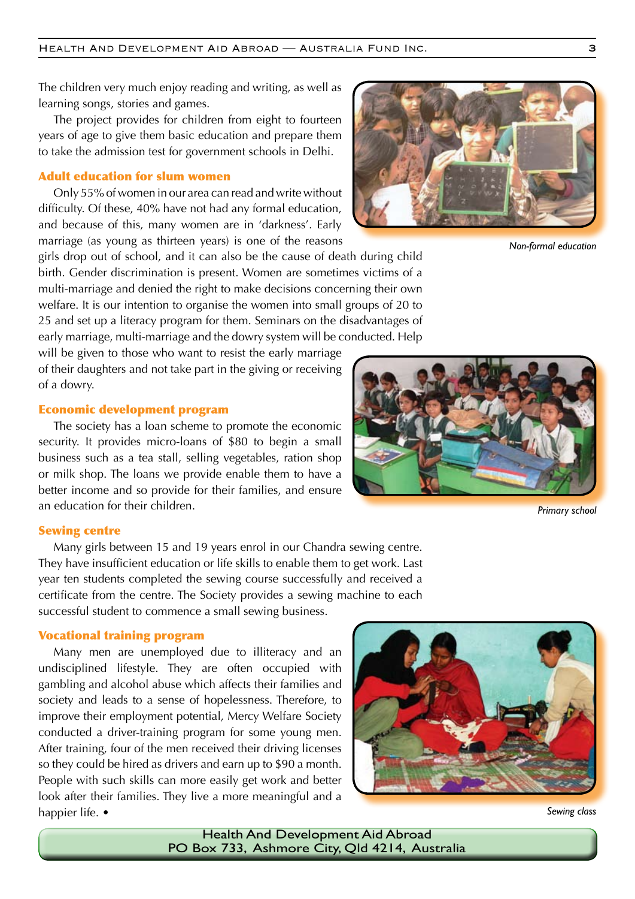The children very much enjoy reading and writing, as well as learning songs, stories and games.

The project provides for children from eight to fourteen years of age to give them basic education and prepare them to take the admission test for government schools in Delhi.

*Non-formal education*

### Adult education for slum women

Only 55% of women in our area can read and write without difficulty. Of these, 40% have not had any formal education, and because of this, many women are in 'darkness'. Early marriage (as young as thirteen years) is one of the reasons girls drop out of school, and it can also be the cause of death during child birth. Gender discrimination is present. Women are sometimes victims of a multi-marriage and denied the right to make decisions concerning their own welfare. It is our intention to organise the women into small groups of 20 to 25 and set up a literacy program for them. Seminars on the disadvantages of early marriage, multi-marriage and the dowry system will be conducted. Help will be given to those who want to resist the early marriage of their daughters and not take part in the giving or receiving of a dowry.

### Economic development program

The society has a loan scheme to promote the economic security. It provides micro-loans of $80 to begin a small business such as a tea stall, selling vegetables, ration shop or milk shop. The loans we provide enable them to have a better income and so provide for their families, and ensure an education for their children.

*Primary school*

### Sewing centre

Many girls between 15 and 19 years enrol in our Chandra sewing centre. They have insufficient education or life skills to enable them to get work. Last year ten students completed the sewing course successfully and received a certificate from the centre. The Society provides a sewing machine to each successful student to commence a small sewing business.

### Vocational training program

Many men are unemployed due to illiteracy and an undisciplined lifestyle. They are often occupied with gambling and alcohol abuse which affects their families and society and leads to a sense of hopelessness. Therefore, to improve their employment potential, Mercy Welfare Society conducted a driver-training program for some young men. After training, four of the men received their driving licenses so they could be hired as drivers and earn up to $90 a month. People with such skills can more easily get work and better look after their families. They live a more meaningful and a happier life. •

*Sewing class*

Health And Development Aid Abroad
PO Box 733, Ashmore City, Qld 4214, Australia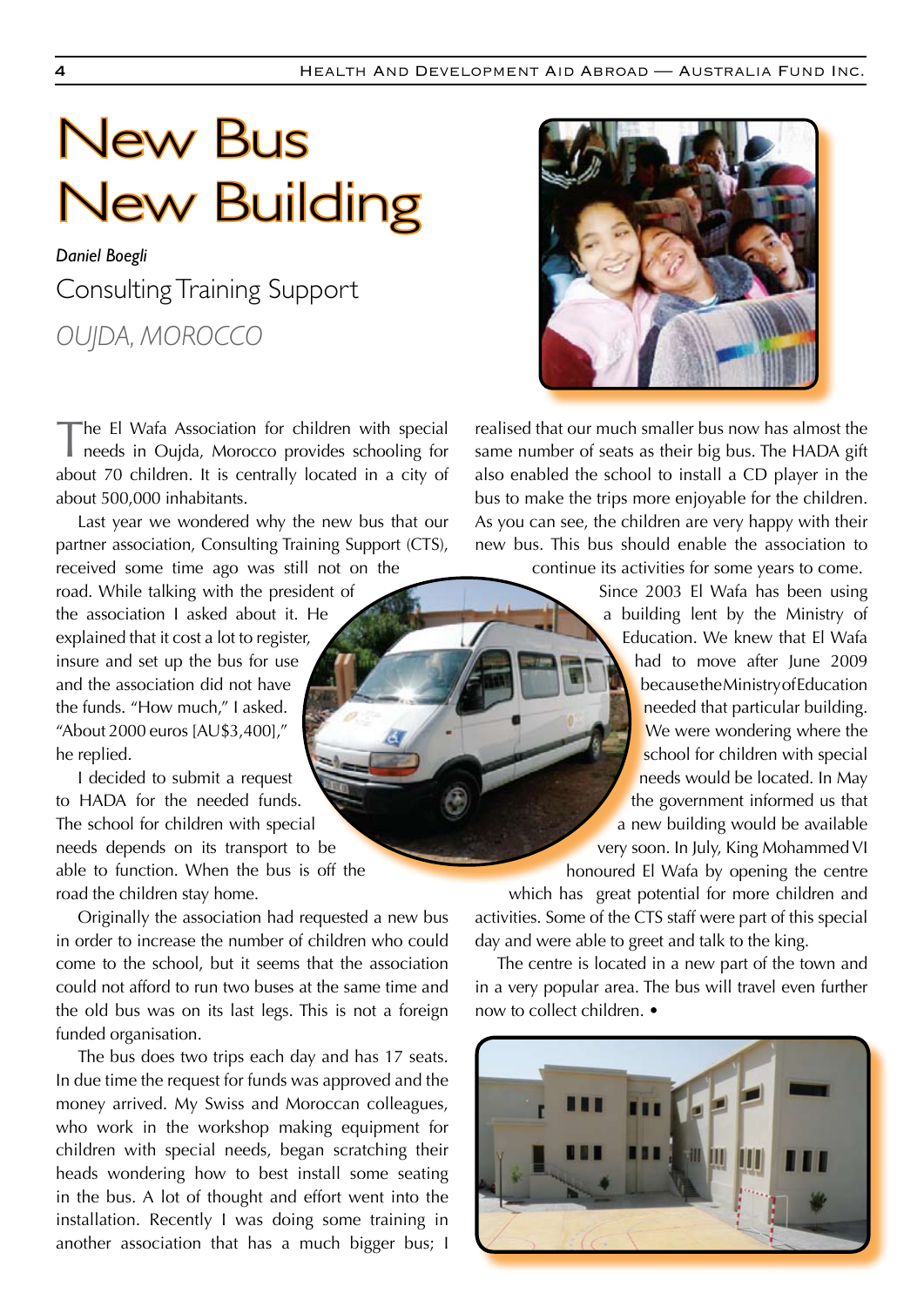# New Bus New Building

*Daniel Boegli*

Consulting Training Support

*OUJDA, MOROCCO*

The El Wafa Association for children with special needs in Oujda, Morocco provides schooling for about 70 children. It is centrally located in a city of about 500,000 inhabitants.

Last year we wondered why the new bus that our partner association, Consulting Training Support (CTS), received some time ago was still not on the road. While talking with the president of the association I asked about it. He explained that it cost a lot to register, insure and set up the bus for use and the association did not have the funds. "How much," I asked. "About 2000 euros [AU$3,400]," he replied.

I decided to submit a request to HADA for the needed funds. The school for children with special needs depends on its transport to be able to function. When the bus is off the road the children stay home.

Originally the association had requested a new bus in order to increase the number of children who could come to the school, but it seems that the association could not afford to run two buses at the same time and the old bus was on its last legs. This is not a foreign funded organisation.

The bus does two trips each day and has 17 seats. In due time the request for funds was approved and the money arrived. My Swiss and Moroccan colleagues, who work in the workshop making equipment for children with special needs, began scratching their heads wondering how to best install some seating in the bus. A lot of thought and effort went into the installation. Recently I was doing some training in another association that has a much bigger bus; I realised that our much smaller bus now has almost the same number of seats as their big bus. The HADA gift also enabled the school to install a CD player in the bus to make the trips more enjoyable for the children. As you can see, the children are very happy with their new bus. This bus should enable the association to continue its activities for some years to come.

Since 2003 El Wafa has been using a building lent by the Ministry of Education. We knew that El Wafa had to move after June 2009 because the Ministry of Education needed that particular building. We were wondering where the school for children with special needs would be located. In May the government informed us that a new building would be available very soon. In July, King Mohammed VI honoured El Wafa by opening the centre which has great potential for more children and activities. Some of the CTS staff were part of this special day and were able to greet and talk to the king.

The centre is located in a new part of the town and in a very popular area. The bus will travel even further now to collect children. •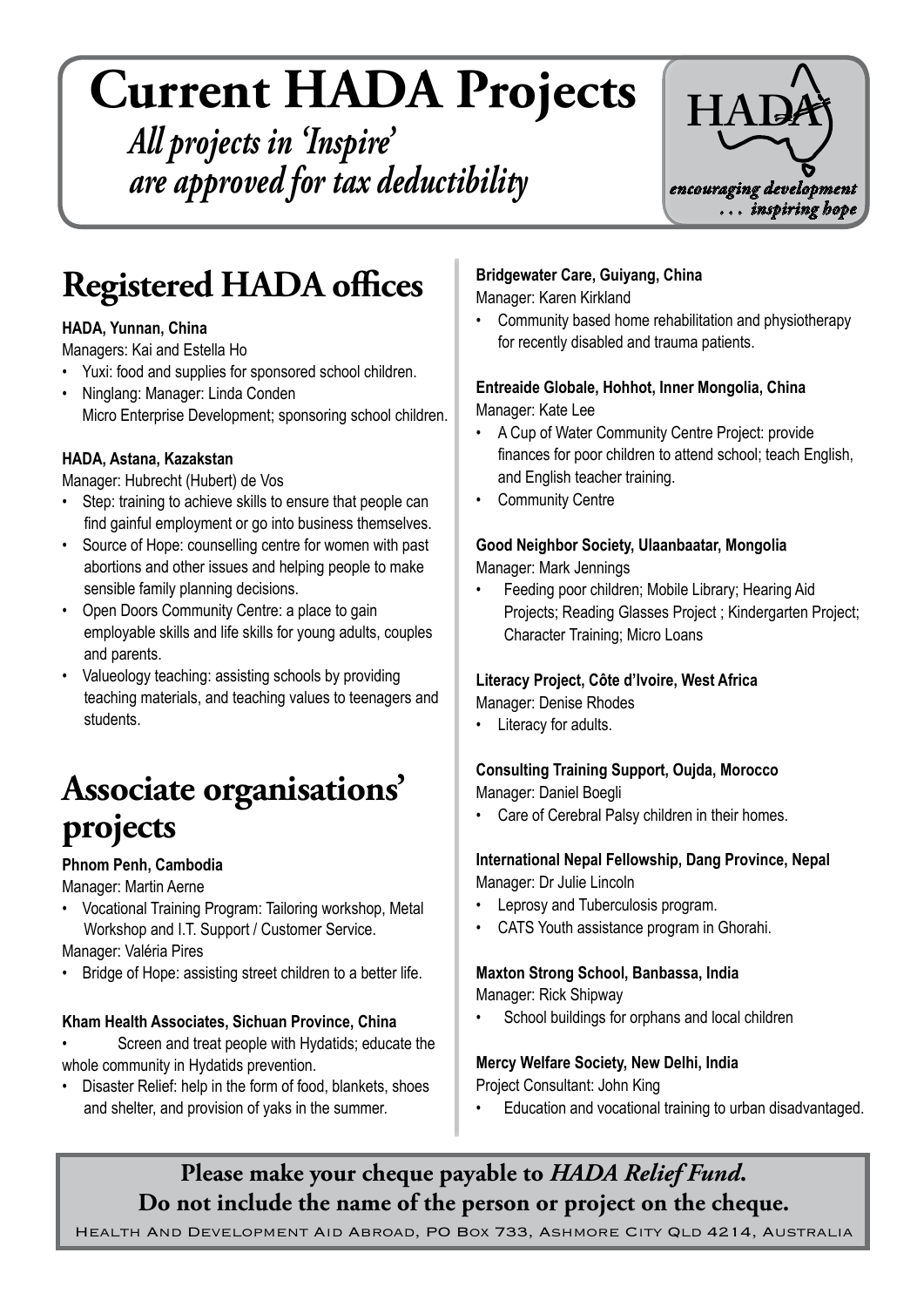# Current HADA Projects

*All projects in 'Inspire' are approved for tax deductibility*

HADA

*encouraging development … inspiring hope*

## Registered HADA offices

**HADA, Yunnan, China**

Managers: Kai and Estella Ho

- Yuxi: food and supplies for sponsored school children.
- Ninglang: Manager: Linda Conden
  Micro Enterprise Development; sponsoring school children.

**HADA, Astana, Kazakstan**

Manager: Hubrecht (Hubert) de Vos

- Step: training to achieve skills to ensure that people can find gainful employment or go into business themselves.
- Source of Hope: counselling centre for women with past abortions and other issues and helping people to make sensible family planning decisions.
- Open Doors Community Centre: a place to gain employable skills and life skills for young adults, couples and parents.
- Valueology teaching: assisting schools by providing teaching materials, and teaching values to teenagers and students.

## Associate organisations' projects

**Phnom Penh, Cambodia**

Manager: Martin Aerne

- Vocational Training Program: Tailoring workshop, Metal Workshop and I.T. Support / Customer Service.

Manager: Valéria Pires

- Bridge of Hope: assisting street children to a better life.

**Kham Health Associates, Sichuan Province, China**

- Screen and treat people with Hydatids; educate the whole community in Hydatids prevention.
- Disaster Relief: help in the form of food, blankets, shoes and shelter, and provision of yaks in the summer.

**Bridgewater Care, Guiyang, China**

Manager: Karen Kirkland

- Community based home rehabilitation and physiotherapy for recently disabled and trauma patients.

**Entreaide Globale, Hohhot, Inner Mongolia, China**

Manager: Kate Lee

- A Cup of Water Community Centre Project: provide finances for poor children to attend school; teach English, and English teacher training.
- Community Centre

**Good Neighbor Society, Ulaanbaatar, Mongolia**

Manager: Mark Jennings

- Feeding poor children; Mobile Library; Hearing Aid Projects; Reading Glasses Project ; Kindergarten Project; Character Training; Micro Loans

**Literacy Project, Côte d'Ivoire, West Africa**

Manager: Denise Rhodes

- Literacy for adults.

**Consulting Training Support, Oujda, Morocco**

Manager: Daniel Boegli

- Care of Cerebral Palsy children in their homes.

**International Nepal Fellowship, Dang Province, Nepal**

Manager: Dr Julie Lincoln

- Leprosy and Tuberculosis program.
- CATS Youth assistance program in Ghorahi.

**Maxton Strong School, Banbassa, India**

Manager: Rick Shipway

- School buildings for orphans and local children

**Mercy Welfare Society, New Delhi, India**

Project Consultant: John King

- Education and vocational training to urban disadvantaged.

**Please make your cheque payable to *HADA Relief Fund*.**
**Do not include the name of the person or project on the cheque.**

Health And Development Aid Abroad, PO Box 733, Ashmore City QLD 4214, Australia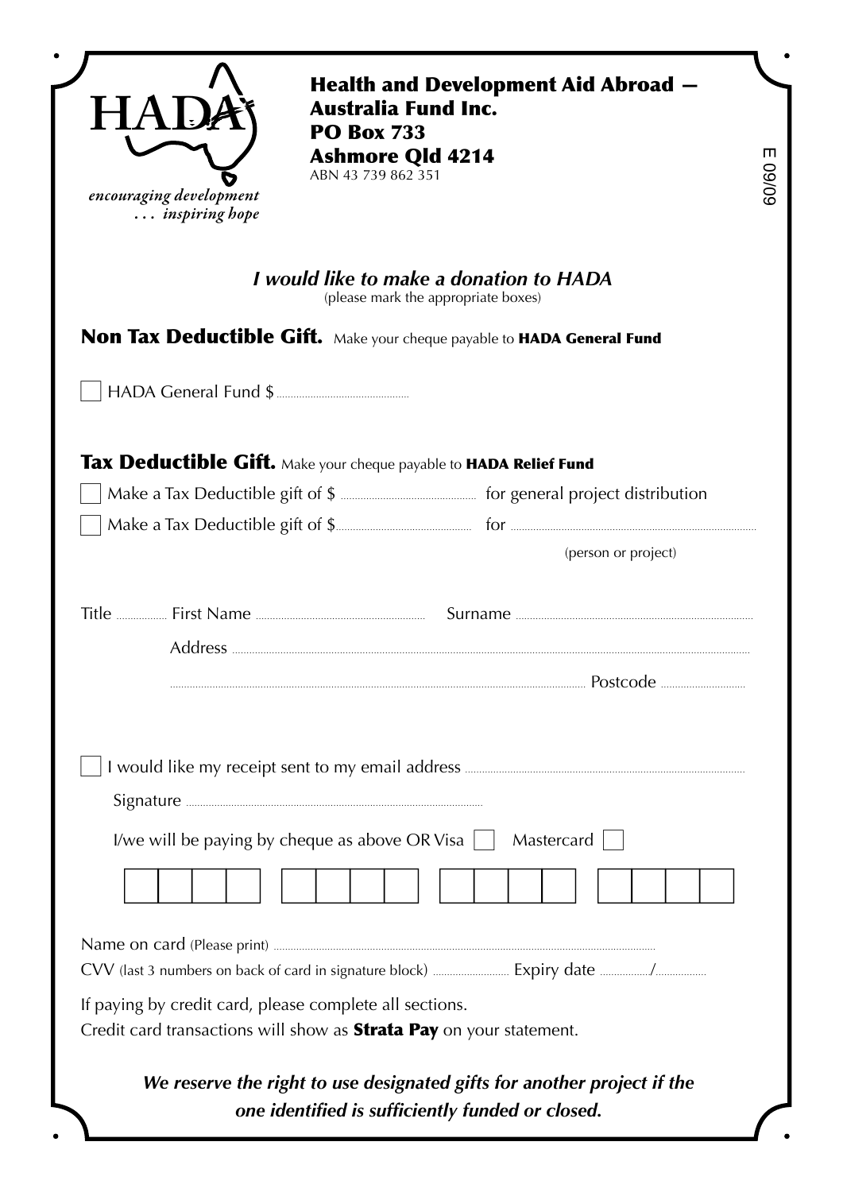HADA

*encouraging development ... inspiring hope*

**Health and Development Aid Abroad — Australia Fund Inc.**
**PO Box 733**
**Ashmore Qld 4214**
ABN 43 739 862 351

E 09/09

## *I would like to make a donation to HADA*

(please mark the appropriate boxes)

**Non Tax Deductible Gift.** Make your cheque payable to **HADA General Fund**

☐ HADA General Fund $ ..........

**Tax Deductible Gift.** Make your cheque payable to **HADA Relief Fund**

☐ Make a Tax Deductible gift of $ .......... for general project distribution

☐ Make a Tax Deductible gift of $.......... for ..........

(person or project)

Title .......... First Name .......... Surname ..........

Address ..........

.......... Postcode ..........

☐ I would like my receipt sent to my email address ..........

Signature ..........

I/we will be paying by cheque as above OR Visa ☐ Mastercard ☐

☐☐☐☐ ☐☐☐☐ ☐☐☐☐ ☐☐☐☐

Name on card (Please print) ..........

CVV (last 3 numbers on back of card in signature block) .......... Expiry date ........../..........

If paying by credit card, please complete all sections.
Credit card transactions will show as **Strata Pay** on your statement.

***We reserve the right to use designated gifts for another project if the one identified is sufficiently funded or closed.***